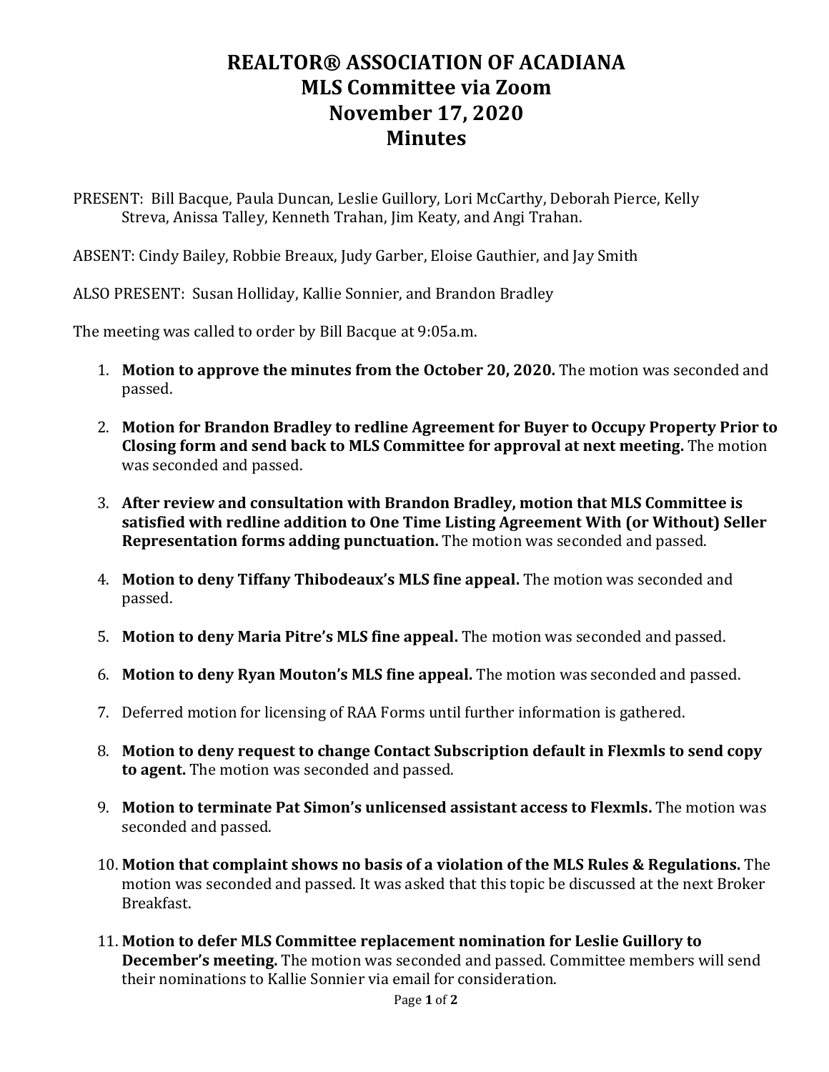# REALTOR® ASSOCIATION OF ACADIANA
# MLS Committee via Zoom
# November 17, 2020
# Minutes

PRESENT: Bill Bacque, Paula Duncan, Leslie Guillory, Lori McCarthy, Deborah Pierce, Kelly Streva, Anissa Talley, Kenneth Trahan, Jim Keaty, and Angi Trahan.

ABSENT: Cindy Bailey, Robbie Breaux, Judy Garber, Eloise Gauthier, and Jay Smith

ALSO PRESENT: Susan Holliday, Kallie Sonnier, and Brandon Bradley

The meeting was called to order by Bill Bacque at 9:05a.m.

1. **Motion to approve the minutes from the October 20, 2020.** The motion was seconded and passed.
2. **Motion for Brandon Bradley to redline Agreement for Buyer to Occupy Property Prior to Closing form and send back to MLS Committee for approval at next meeting.** The motion was seconded and passed.
3. **After review and consultation with Brandon Bradley, motion that MLS Committee is satisfied with redline addition to One Time Listing Agreement With (or Without) Seller Representation forms adding punctuation.** The motion was seconded and passed.
4. **Motion to deny Tiffany Thibodeaux's MLS fine appeal.** The motion was seconded and passed.
5. **Motion to deny Maria Pitre's MLS fine appeal.** The motion was seconded and passed.
6. **Motion to deny Ryan Mouton's MLS fine appeal.** The motion was seconded and passed.
7. Deferred motion for licensing of RAA Forms until further information is gathered.
8. **Motion to deny request to change Contact Subscription default in Flexmls to send copy to agent.** The motion was seconded and passed.
9. **Motion to terminate Pat Simon's unlicensed assistant access to Flexmls.** The motion was seconded and passed.
10. **Motion that complaint shows no basis of a violation of the MLS Rules & Regulations.** The motion was seconded and passed. It was asked that this topic be discussed at the next Broker Breakfast.
11. **Motion to defer MLS Committee replacement nomination for Leslie Guillory to December's meeting.** The motion was seconded and passed. Committee members will send their nominations to Kallie Sonnier via email for consideration.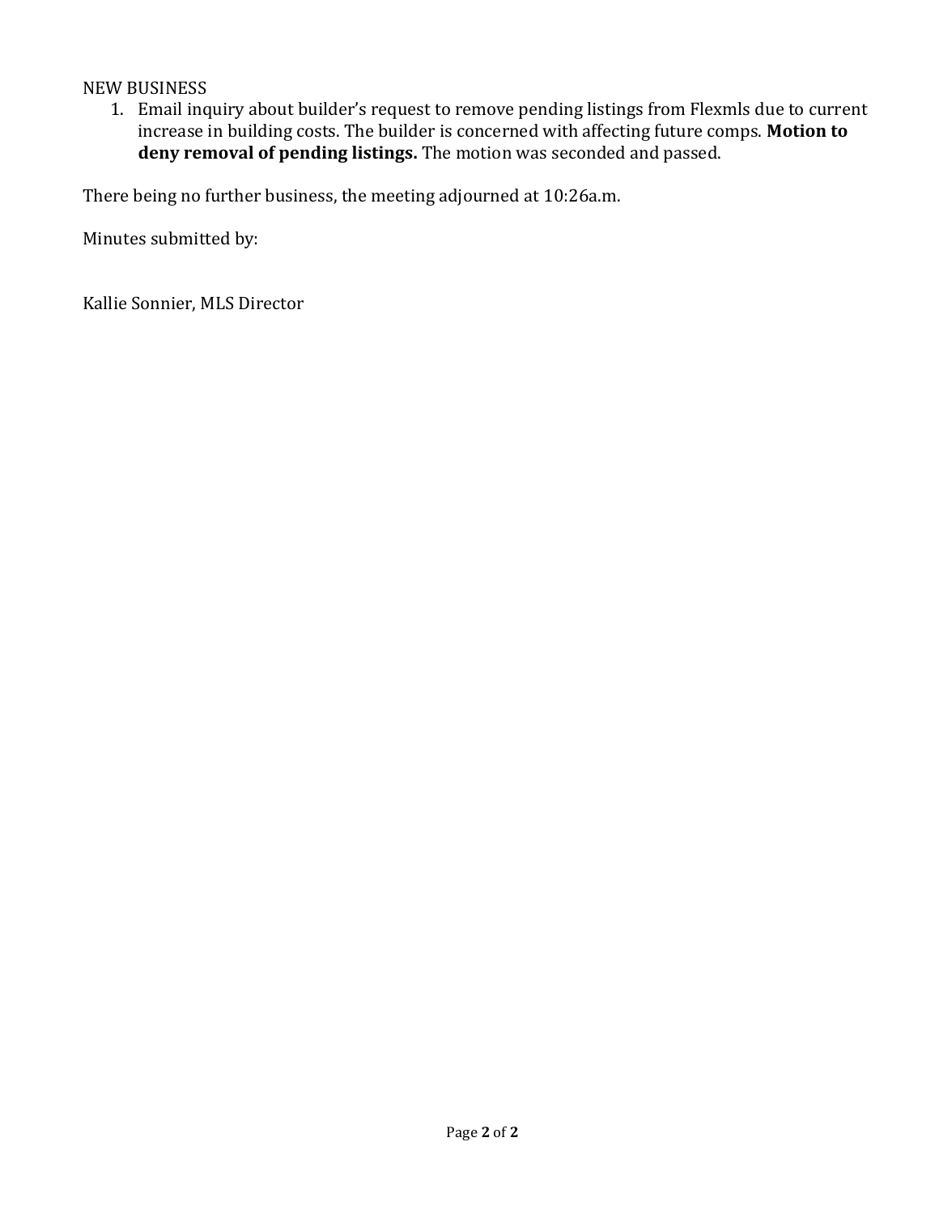NEW BUSINESS

1. Email inquiry about builder's request to remove pending listings from Flexmls due to current increase in building costs. The builder is concerned with affecting future comps. **Motion to deny removal of pending listings.** The motion was seconded and passed.

There being no further business, the meeting adjourned at 10:26a.m.

Minutes submitted by:

Kallie Sonnier, MLS Director